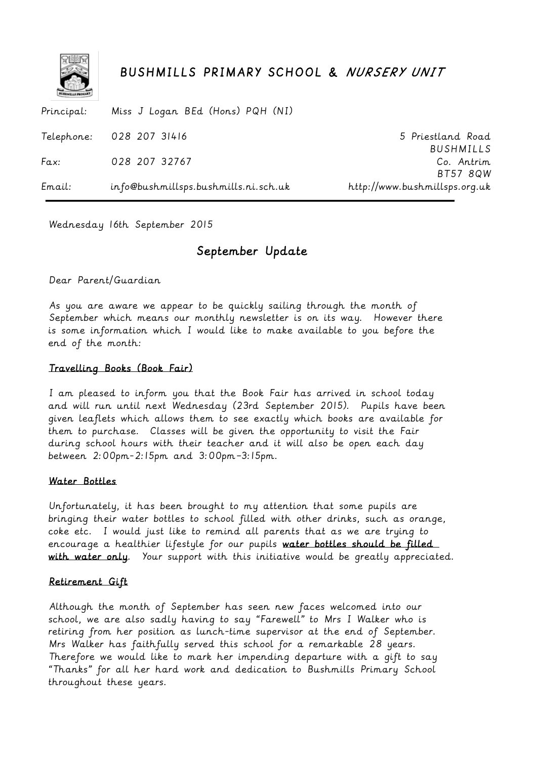# BUSHMILLS PRIMARY SCHOOL & *NURSERY UNIT*

Principal: Miss J Logan BEd (Hons) PQH (NI)

Telephone: 028 207 31416

Fax: 028 207 32767

Email: info@bushmillsps.bushmills.ni.sch.uk

5 Priestland Road
BUSHMILLS
Co. Antrim
BT57 8QW
http://www.bushmillsps.org.uk

---

Wednesday 16th September 2015

## September Update

Dear Parent/Guardian

As you are aware we appear to be quickly sailing through the month of September which means our monthly newsletter is on its way. However there is some information which I would like to make available to you before the end of the month:

### Travelling Books (Book Fair)

I am pleased to inform you that the Book Fair has arrived in school today and will run until next Wednesday (23rd September 2015). Pupils have been given leaflets which allows them to see exactly which books are available for them to purchase. Classes will be given the opportunity to visit the Fair during school hours with their teacher and it will also be open each day between 2:00pm-2:15pm and 3:00pm–3:15pm.

### Water Bottles

Unfortunately, it has been brought to my attention that some pupils are bringing their water bottles to school filled with other drinks, such as orange, coke etc. I would just like to remind all parents that as we are trying to encourage a healthier lifestyle for our pupils **water bottles should be filled with water only**. Your support with this initiative would be greatly appreciated.

### Retirement Gift

Although the month of September has seen new faces welcomed into our school, we are also sadly having to say "Farewell" to Mrs I Walker who is retiring from her position as lunch-time supervisor at the end of September. Mrs Walker has faithfully served this school for a remarkable 28 years. Therefore we would like to mark her impending departure with a gift to say "Thanks" for all her hard work and dedication to Bushmills Primary School throughout these years.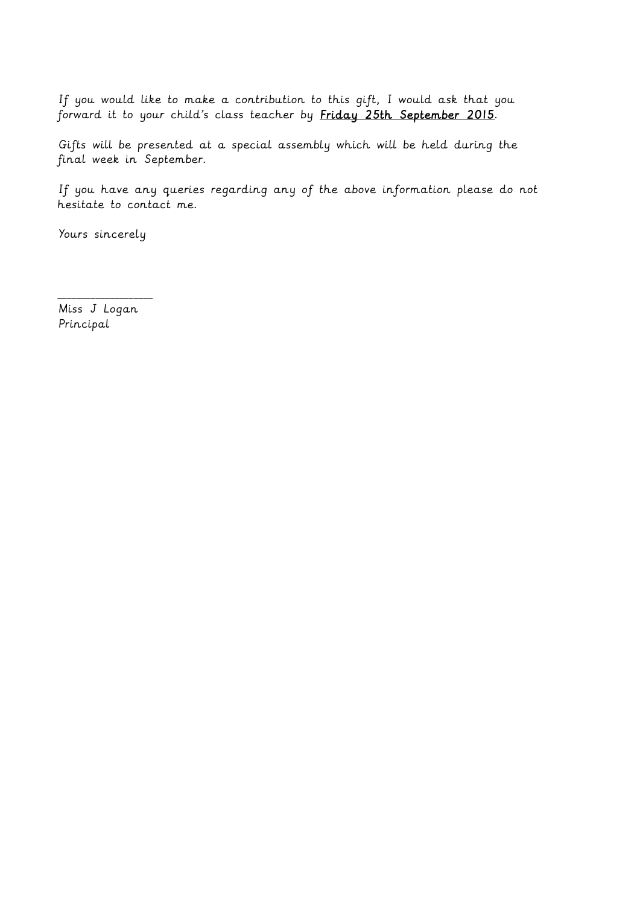*If you would like to make a contribution to this gift, I would ask that you forward it to your child's class teacher by* **Friday 25th September 2015**.

*Gifts will be presented at a special assembly which will be held during the final week in September.*

*If you have any queries regarding any of the above information please do not hesitate to contact me.*

*Yours sincerely*

\_\_\_\_\_\_\_\_\_\_\_\_\_\_\_\_

*Miss J Logan*
*Principal*